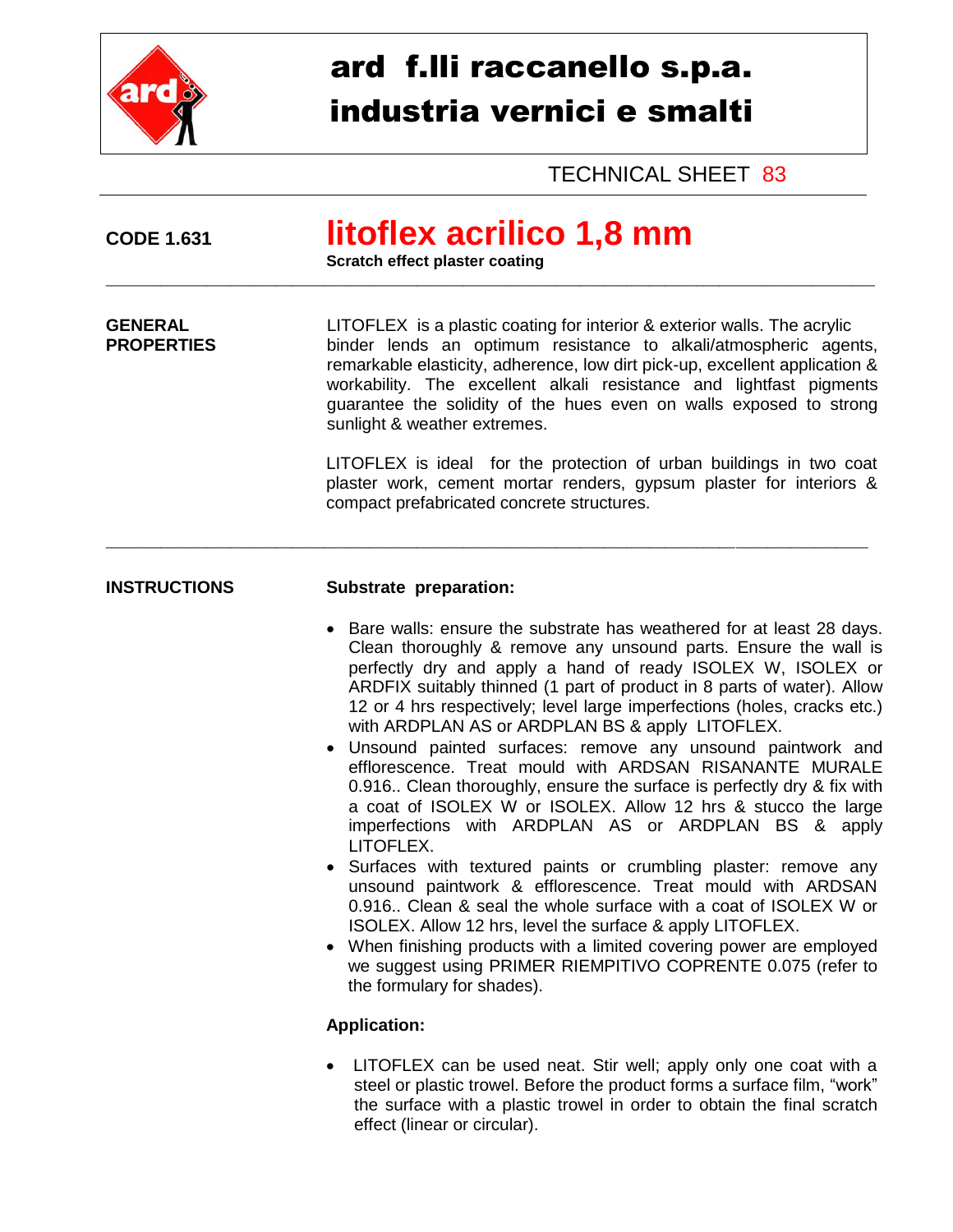# ard f.lli raccanello s.p.a.
# industria vernici e smalti

TECHNICAL SHEET 83

**CODE 1.631**

## litoflex acrilico 1,8 mm

**Scratch effect plaster coating**

---

**GENERAL PROPERTIES**

LITOFLEX is a plastic coating for interior & exterior walls. The acrylic binder lends an optimum resistance to alkali/atmospheric agents, remarkable elasticity, adherence, low dirt pick-up, excellent application & workability. The excellent alkali resistance and lightfast pigments guarantee the solidity of the hues even on walls exposed to strong sunlight & weather extremes.

LITOFLEX is ideal for the protection of urban buildings in two coat plaster work, cement mortar renders, gypsum plaster for interiors & compact prefabricated concrete structures.

---

**INSTRUCTIONS**

**Substrate preparation:**

- Bare walls: ensure the substrate has weathered for at least 28 days. Clean thoroughly & remove any unsound parts. Ensure the wall is perfectly dry and apply a hand of ready ISOLEX W, ISOLEX or ARDFIX suitably thinned (1 part of product in 8 parts of water). Allow 12 or 4 hrs respectively; level large imperfections (holes, cracks etc.) with ARDPLAN AS or ARDPLAN BS & apply LITOFLEX.
- Unsound painted surfaces: remove any unsound paintwork and efflorescence. Treat mould with ARDSAN RISANANTE MURALE 0.916.. Clean thoroughly, ensure the surface is perfectly dry & fix with a coat of ISOLEX W or ISOLEX. Allow 12 hrs & stucco the large imperfections with ARDPLAN AS or ARDPLAN BS & apply LITOFLEX.
- Surfaces with textured paints or crumbling plaster: remove any unsound paintwork & efflorescence. Treat mould with ARDSAN 0.916.. Clean & seal the whole surface with a coat of ISOLEX W or ISOLEX. Allow 12 hrs, level the surface & apply LITOFLEX.
- When finishing products with a limited covering power are employed we suggest using PRIMER RIEMPITIVO COPRENTE 0.075 (refer to the formulary for shades).

**Application:**

- LITOFLEX can be used neat. Stir well; apply only one coat with a steel or plastic trowel. Before the product forms a surface film, “work” the surface with a plastic trowel in order to obtain the final scratch effect (linear or circular).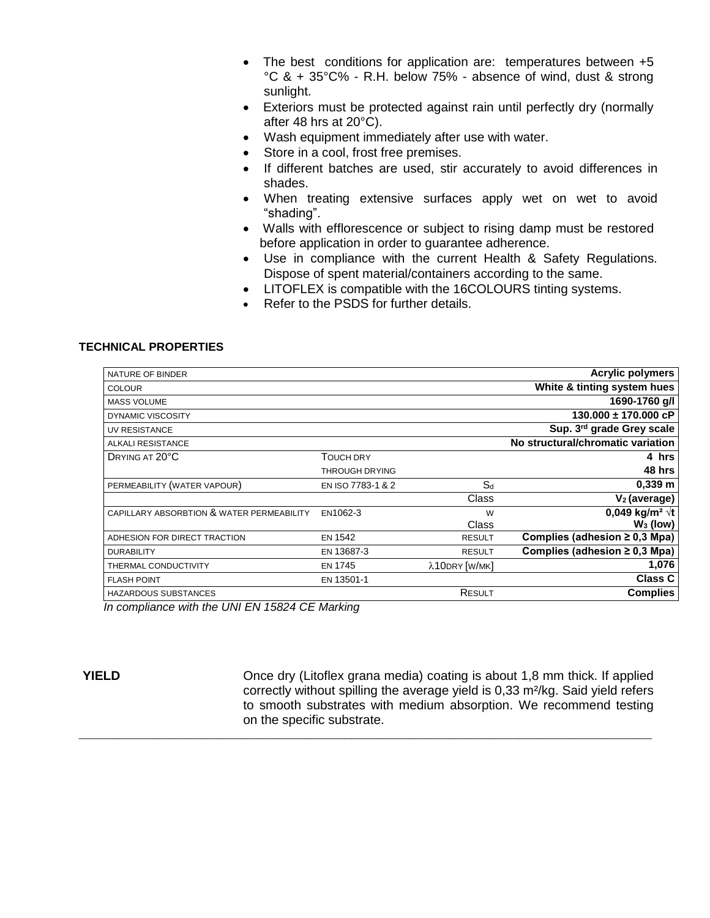- The best conditions for application are: temperatures between +5 °C & + 35°C% - R.H. below 75% - absence of wind, dust & strong sunlight.
- Exteriors must be protected against rain until perfectly dry (normally after 48 hrs at 20°C).
- Wash equipment immediately after use with water.
- Store in a cool, frost free premises.
- If different batches are used, stir accurately to avoid differences in shades.
- When treating extensive surfaces apply wet on wet to avoid "shading".
- Walls with efflorescence or subject to rising damp must be restored before application in order to guarantee adherence.
- Use in compliance with the current Health & Safety Regulations. Dispose of spent material/containers according to the same.
- LITOFLEX is compatible with the 16COLOURS tinting systems.
- Refer to the PSDS for further details.

**TECHNICAL PROPERTIES**

| | | | |
|---|---|---|---|
| NATURE OF BINDER | | | **Acrylic polymers** |
| COLOUR | | | **White & tinting system hues** |
| MASS VOLUME | | | **1690-1760 g/l** |
| DYNAMIC VISCOSITY | | | **130.000 ± 170.000 cP** |
| UV RESISTANCE | | | **Sup. 3rd grade Grey scale** |
| ALKALI RESISTANCE | | | **No structural/chromatic variation** |
| DRYING AT 20°C | TOUCH DRY | | **4 hrs** |
| | THROUGH DRYING | | **48 hrs** |
| PERMEABILITY (WATER VAPOUR) | EN ISO 7783-1 & 2 | $S_d$ | **0,339 m** |
| | | Class | **$V_2$ (average)** |
| CAPILLARY ABSORBTION & WATER PERMEABILITY | EN1062-3 | W<br>Class | **0,049 kg/m² √t**<br>**$W_3$ (low)** |
| ADHESION FOR DIRECT TRACTION | EN 1542 | RESULT | **Complies (adhesion ≥ 0,3 Mpa)** |
| DURABILITY | EN 13687-3 | RESULT | **Complies (adhesion ≥ 0,3 Mpa)** |
| THERMAL CONDUCTIVITY | EN 1745 | $\lambda$10DRY [W/MK] | **1,076** |
| FLASH POINT | EN 13501-1 | | **Class C** |
| HAZARDOUS SUBSTANCES | | RESULT | **Complies** |

*In compliance with the UNI EN 15824 CE Marking*

**YIELD**

Once dry (Litoflex grana media) coating is about 1,8 mm thick. If applied correctly without spilling the average yield is 0,33 m²/kg. Said yield refers to smooth substrates with medium absorption. We recommend testing on the specific substrate.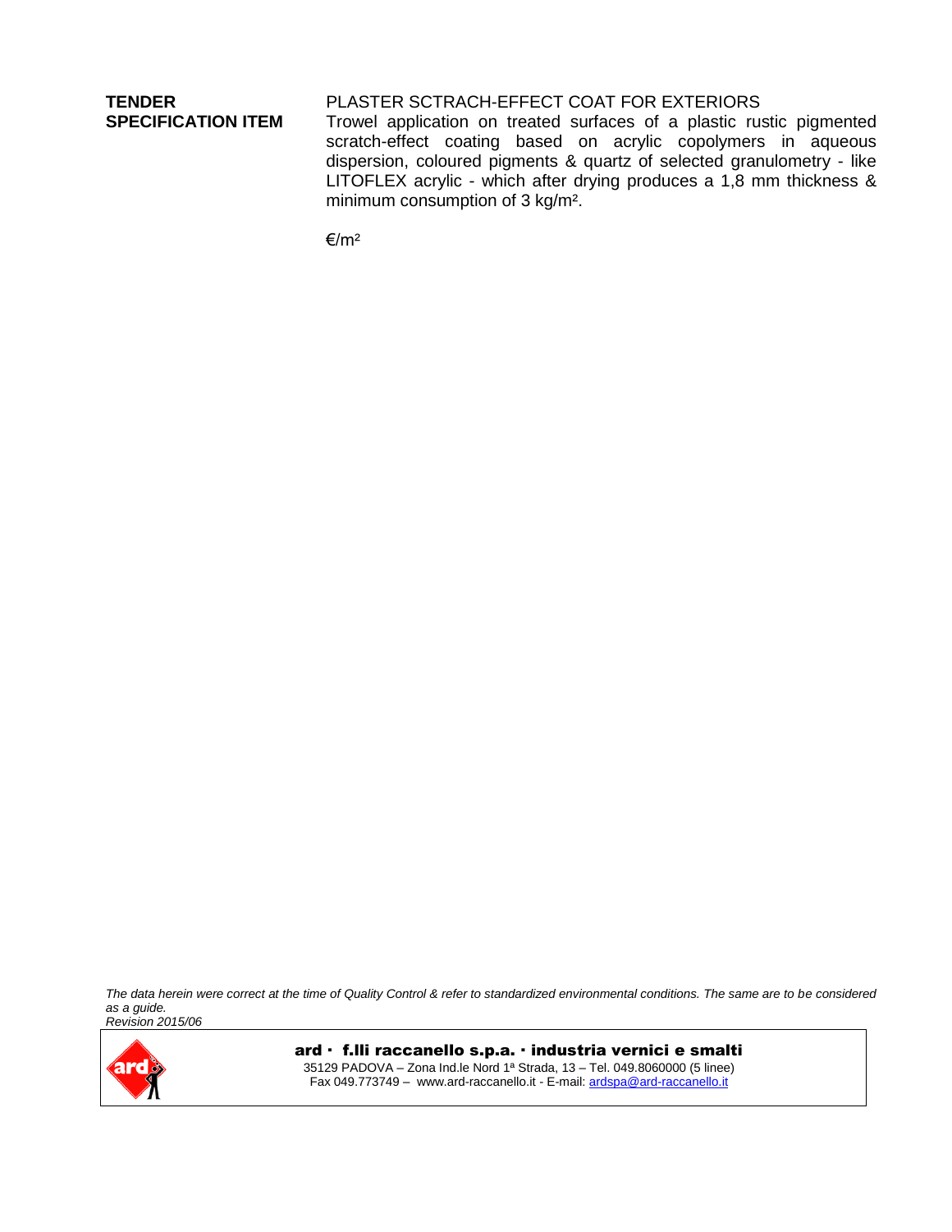**TENDER SPECIFICATION ITEM**

PLASTER SCTRACH-EFFECT COAT FOR EXTERIORS

Trowel application on treated surfaces of a plastic rustic pigmented scratch-effect coating based on acrylic copolymers in aqueous dispersion, coloured pigments & quartz of selected granulometry - like LITOFLEX acrylic - which after drying produces a 1,8 mm thickness & minimum consumption of 3 kg/m².

€/m²

*The data herein were correct at the time of Quality Control & refer to standardized environmental conditions. The same are to be considered as a guide.*

*Revision 2015/06*